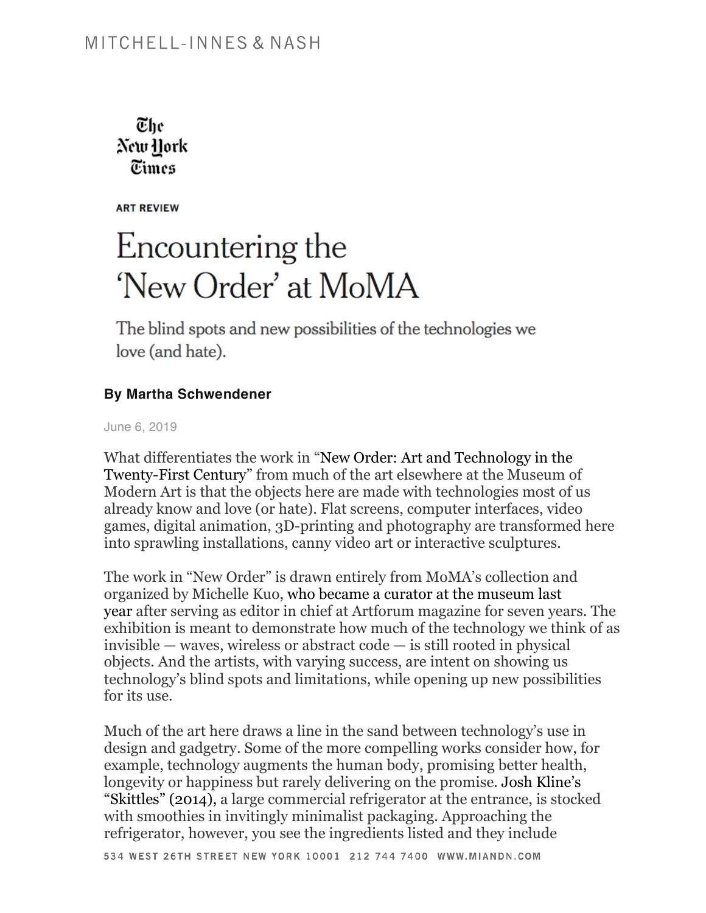The New York Times

ART REVIEW

# Encountering the 'New Order' at MoMA

The blind spots and new possibilities of the technologies we love (and hate).

**By Martha Schwendener**

June 6, 2019

What differentiates the work in "New Order: Art and Technology in the Twenty-First Century" from much of the art elsewhere at the Museum of Modern Art is that the objects here are made with technologies most of us already know and love (or hate). Flat screens, computer interfaces, video games, digital animation, 3D-printing and photography are transformed here into sprawling installations, canny video art or interactive sculptures.

The work in "New Order" is drawn entirely from MoMA's collection and organized by Michelle Kuo, who became a curator at the museum last year after serving as editor in chief at Artforum magazine for seven years. The exhibition is meant to demonstrate how much of the technology we think of as invisible — waves, wireless or abstract code — is still rooted in physical objects. And the artists, with varying success, are intent on showing us technology's blind spots and limitations, while opening up new possibilities for its use.

Much of the art here draws a line in the sand between technology's use in design and gadgetry. Some of the more compelling works consider how, for example, technology augments the human body, promising better health, longevity or happiness but rarely delivering on the promise. Josh Kline's "Skittles" (2014), a large commercial refrigerator at the entrance, is stocked with smoothies in invitingly minimalist packaging. Approaching the refrigerator, however, you see the ingredients listed and they include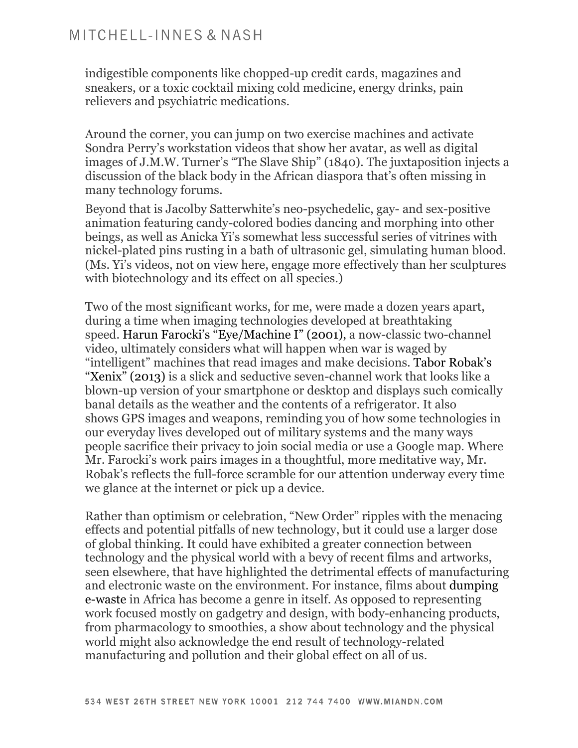indigestible components like chopped-up credit cards, magazines and sneakers, or a toxic cocktail mixing cold medicine, energy drinks, pain relievers and psychiatric medications.

Around the corner, you can jump on two exercise machines and activate Sondra Perry's workstation videos that show her avatar, as well as digital images of J.M.W. Turner's "The Slave Ship" (1840). The juxtaposition injects a discussion of the black body in the African diaspora that's often missing in many technology forums.

Beyond that is Jacolby Satterwhite's neo-psychedelic, gay- and sex-positive animation featuring candy-colored bodies dancing and morphing into other beings, as well as Anicka Yi's somewhat less successful series of vitrines with nickel-plated pins rusting in a bath of ultrasonic gel, simulating human blood. (Ms. Yi's videos, not on view here, engage more effectively than her sculptures with biotechnology and its effect on all species.)

Two of the most significant works, for me, were made a dozen years apart, during a time when imaging technologies developed at breathtaking speed. Harun Farocki's "Eye/Machine I" (2001), a now-classic two-channel video, ultimately considers what will happen when war is waged by "intelligent" machines that read images and make decisions. Tabor Robak's "Xenix" (2013) is a slick and seductive seven-channel work that looks like a blown-up version of your smartphone or desktop and displays such comically banal details as the weather and the contents of a refrigerator. It also shows GPS images and weapons, reminding you of how some technologies in our everyday lives developed out of military systems and the many ways people sacrifice their privacy to join social media or use a Google map. Where Mr. Farocki's work pairs images in a thoughtful, more meditative way, Mr. Robak's reflects the full-force scramble for our attention underway every time we glance at the internet or pick up a device.

Rather than optimism or celebration, "New Order" ripples with the menacing effects and potential pitfalls of new technology, but it could use a larger dose of global thinking. It could have exhibited a greater connection between technology and the physical world with a bevy of recent films and artworks, seen elsewhere, that have highlighted the detrimental effects of manufacturing and electronic waste on the environment. For instance, films about dumping e-waste in Africa has become a genre in itself. As opposed to representing work focused mostly on gadgetry and design, with body-enhancing products, from pharmacology to smoothies, a show about technology and the physical world might also acknowledge the end result of technology-related manufacturing and pollution and their global effect on all of us.